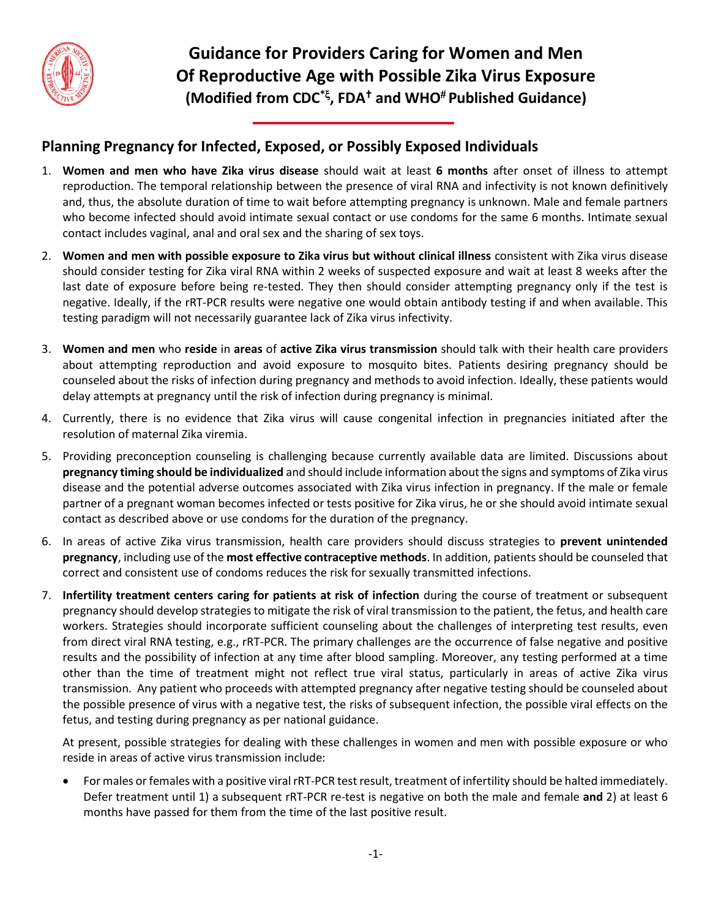# Guidance for Providers Caring for Women and Men Of Reproductive Age with Possible Zika Virus Exposure

## (Modified from CDC[*ξ], FDA[†] and WHO[#] Published Guidance)

## Planning Pregnancy for Infected, Exposed, or Possibly Exposed Individuals

1. **Women and men who have Zika virus disease** should wait at least **6 months** after onset of illness to attempt reproduction. The temporal relationship between the presence of viral RNA and infectivity is not known definitively and, thus, the absolute duration of time to wait before attempting pregnancy is unknown. Male and female partners who become infected should avoid intimate sexual contact or use condoms for the same 6 months. Intimate sexual contact includes vaginal, anal and oral sex and the sharing of sex toys.

2. **Women and men with possible exposure to Zika virus but without clinical illness** consistent with Zika virus disease should consider testing for Zika viral RNA within 2 weeks of suspected exposure and wait at least 8 weeks after the last date of exposure before being re-tested. They then should consider attempting pregnancy only if the test is negative. Ideally, if the rRT-PCR results were negative one would obtain antibody testing if and when available. This testing paradigm will not necessarily guarantee lack of Zika virus infectivity.

3. **Women and men** who **reside** in **areas** of **active Zika virus transmission** should talk with their health care providers about attempting reproduction and avoid exposure to mosquito bites. Patients desiring pregnancy should be counseled about the risks of infection during pregnancy and methods to avoid infection. Ideally, these patients would delay attempts at pregnancy until the risk of infection during pregnancy is minimal.

4. Currently, there is no evidence that Zika virus will cause congenital infection in pregnancies initiated after the resolution of maternal Zika viremia.

5. Providing preconception counseling is challenging because currently available data are limited. Discussions about **pregnancy timing should be individualized** and should include information about the signs and symptoms of Zika virus disease and the potential adverse outcomes associated with Zika virus infection in pregnancy. If the male or female partner of a pregnant woman becomes infected or tests positive for Zika virus, he or she should avoid intimate sexual contact as described above or use condoms for the duration of the pregnancy.

6. In areas of active Zika virus transmission, health care providers should discuss strategies to **prevent unintended pregnancy**, including use of the **most effective contraceptive methods**. In addition, patients should be counseled that correct and consistent use of condoms reduces the risk for sexually transmitted infections.

7. **Infertility treatment centers caring for patients at risk of infection** during the course of treatment or subsequent pregnancy should develop strategies to mitigate the risk of viral transmission to the patient, the fetus, and health care workers. Strategies should incorporate sufficient counseling about the challenges of interpreting test results, even from direct viral RNA testing, e.g., rRT-PCR. The primary challenges are the occurrence of false negative and positive results and the possibility of infection at any time after blood sampling. Moreover, any testing performed at a time other than the time of treatment might not reflect true viral status, particularly in areas of active Zika virus transmission. Any patient who proceeds with attempted pregnancy after negative testing should be counseled about the possible presence of virus with a negative test, the risks of subsequent infection, the possible viral effects on the fetus, and testing during pregnancy as per national guidance.

   At present, possible strategies for dealing with these challenges in women and men with possible exposure or who reside in areas of active virus transmission include:

   - For males or females with a positive viral rRT-PCR test result, treatment of infertility should be halted immediately. Defer treatment until 1) a subsequent rRT-PCR re-test is negative on both the male and female **and** 2) at least 6 months have passed for them from the time of the last positive result.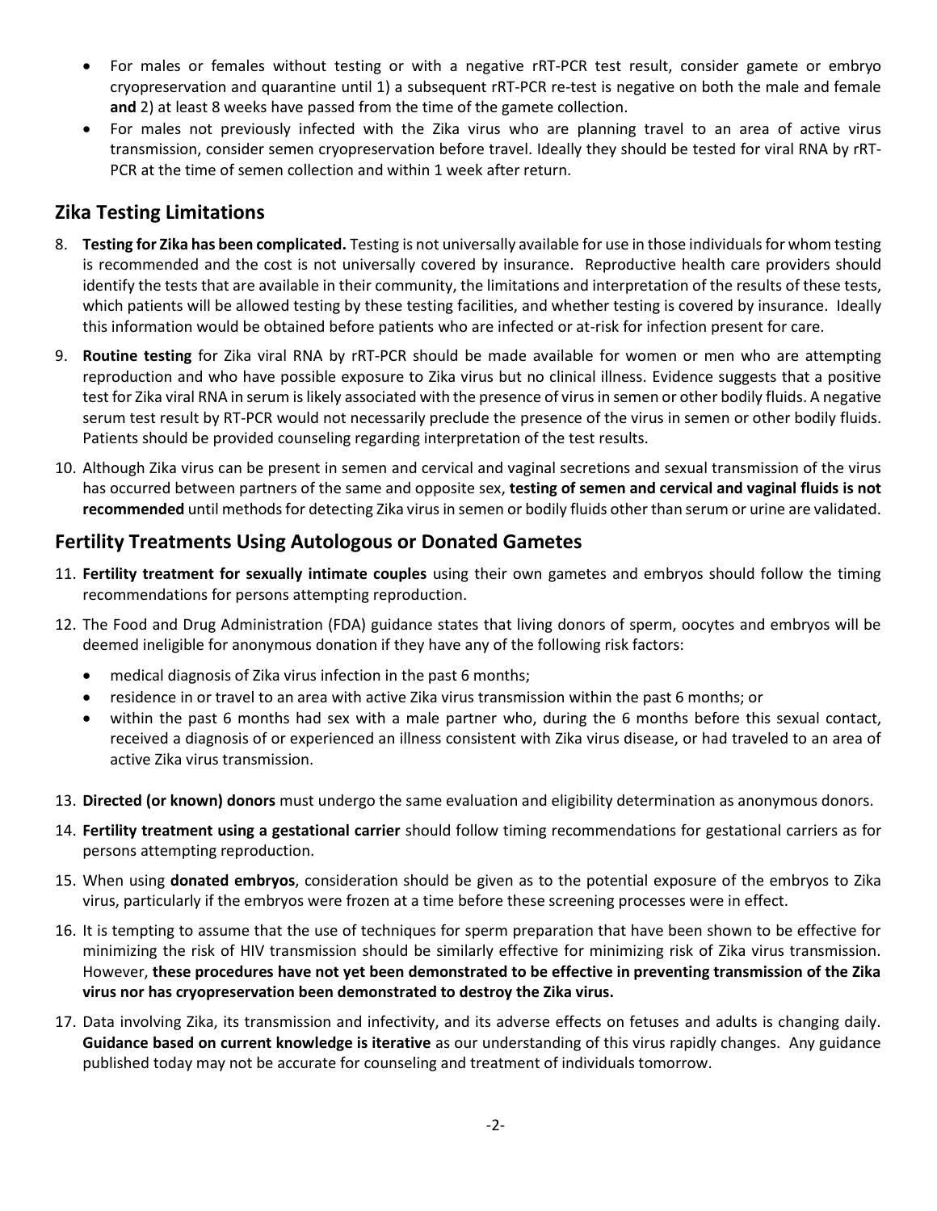- For males or females without testing or with a negative rRT-PCR test result, consider gamete or embryo cryopreservation and quarantine until 1) a subsequent rRT-PCR re-test is negative on both the male and female **and** 2) at least 8 weeks have passed from the time of the gamete collection.
- For males not previously infected with the Zika virus who are planning travel to an area of active virus transmission, consider semen cryopreservation before travel. Ideally they should be tested for viral RNA by rRT-PCR at the time of semen collection and within 1 week after return.

## Zika Testing Limitations

8. **Testing for Zika has been complicated.** Testing is not universally available for use in those individuals for whom testing is recommended and the cost is not universally covered by insurance. Reproductive health care providers should identify the tests that are available in their community, the limitations and interpretation of the results of these tests, which patients will be allowed testing by these testing facilities, and whether testing is covered by insurance. Ideally this information would be obtained before patients who are infected or at-risk for infection present for care.
9. **Routine testing** for Zika viral RNA by rRT-PCR should be made available for women or men who are attempting reproduction and who have possible exposure to Zika virus but no clinical illness. Evidence suggests that a positive test for Zika viral RNA in serum is likely associated with the presence of virus in semen or other bodily fluids. A negative serum test result by RT-PCR would not necessarily preclude the presence of the virus in semen or other bodily fluids. Patients should be provided counseling regarding interpretation of the test results.
10. Although Zika virus can be present in semen and cervical and vaginal secretions and sexual transmission of the virus has occurred between partners of the same and opposite sex, **testing of semen and cervical and vaginal fluids is not recommended** until methods for detecting Zika virus in semen or bodily fluids other than serum or urine are validated.

## Fertility Treatments Using Autologous or Donated Gametes

11. **Fertility treatment for sexually intimate couples** using their own gametes and embryos should follow the timing recommendations for persons attempting reproduction.
12. The Food and Drug Administration (FDA) guidance states that living donors of sperm, oocytes and embryos will be deemed ineligible for anonymous donation if they have any of the following risk factors:
    - medical diagnosis of Zika virus infection in the past 6 months;
    - residence in or travel to an area with active Zika virus transmission within the past 6 months; or
    - within the past 6 months had sex with a male partner who, during the 6 months before this sexual contact, received a diagnosis of or experienced an illness consistent with Zika virus disease, or had traveled to an area of active Zika virus transmission.
13. **Directed (or known) donors** must undergo the same evaluation and eligibility determination as anonymous donors.
14. **Fertility treatment using a gestational carrier** should follow timing recommendations for gestational carriers as for persons attempting reproduction.
15. When using **donated embryos**, consideration should be given as to the potential exposure of the embryos to Zika virus, particularly if the embryos were frozen at a time before these screening processes were in effect.
16. It is tempting to assume that the use of techniques for sperm preparation that have been shown to be effective for minimizing the risk of HIV transmission should be similarly effective for minimizing risk of Zika virus transmission. However, **these procedures have not yet been demonstrated to be effective in preventing transmission of the Zika virus nor has cryopreservation been demonstrated to destroy the Zika virus.**
17. Data involving Zika, its transmission and infectivity, and its adverse effects on fetuses and adults is changing daily. **Guidance based on current knowledge is iterative** as our understanding of this virus rapidly changes. Any guidance published today may not be accurate for counseling and treatment of individuals tomorrow.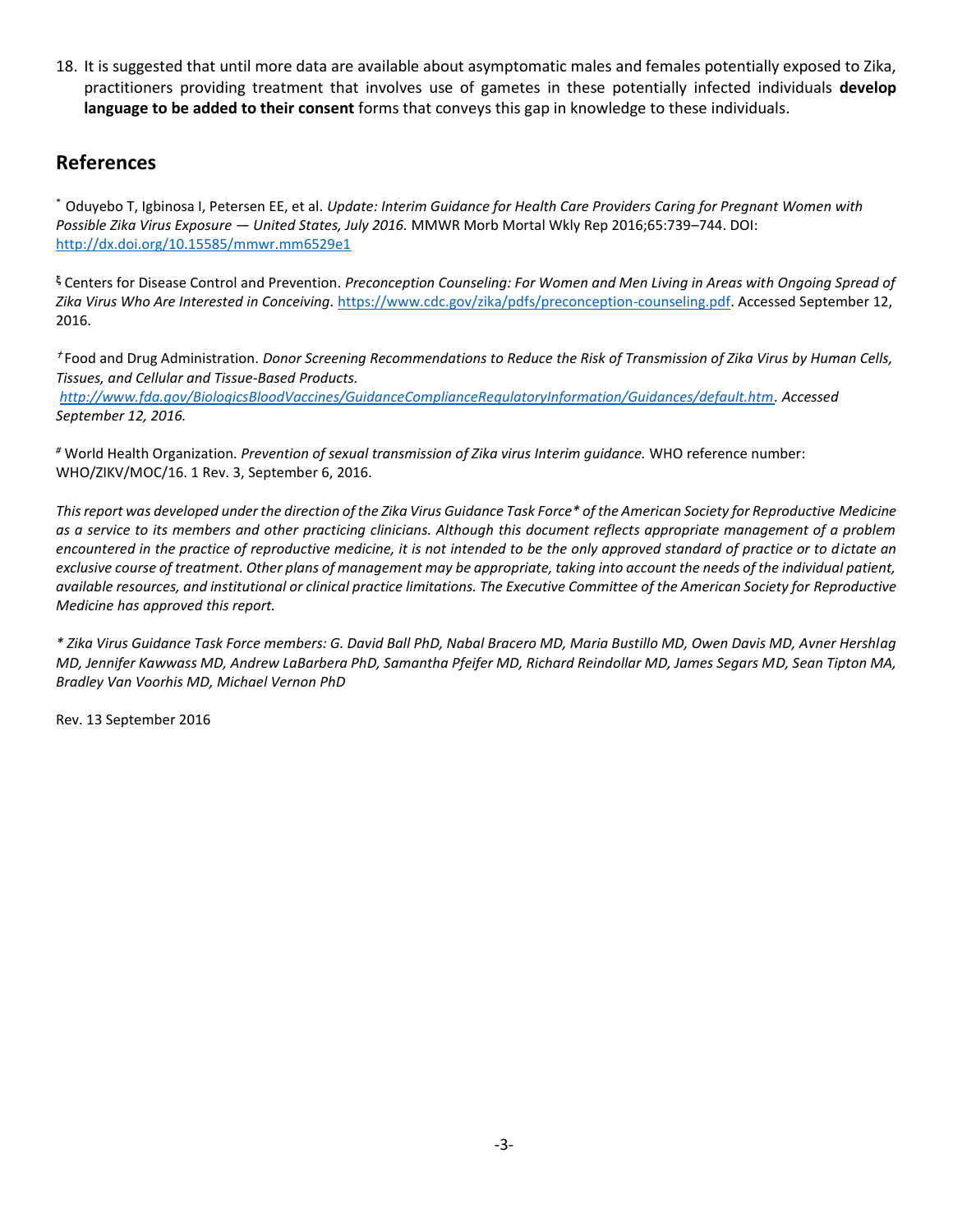18. It is suggested that until more data are available about asymptomatic males and females potentially exposed to Zika, practitioners providing treatment that involves use of gametes in these potentially infected individuals **develop language to be added to their consent** forms that conveys this gap in knowledge to these individuals.

## References

[*] Oduyebo T, Igbinosa I, Petersen EE, et al. *Update: Interim Guidance for Health Care Providers Caring for Pregnant Women with Possible Zika Virus Exposure — United States, July 2016.* MMWR Morb Mortal Wkly Rep 2016;65:739–744. DOI: http://dx.doi.org/10.15585/mmwr.mm6529e1

[ξ] Centers for Disease Control and Prevention. *Preconception Counseling: For Women and Men Living in Areas with Ongoing Spread of Zika Virus Who Are Interested in Conceiving*. https://www.cdc.gov/zika/pdfs/preconception-counseling.pdf. Accessed September 12, 2016.

[†] Food and Drug Administration. *Donor Screening Recommendations to Reduce the Risk of Transmission of Zika Virus by Human Cells, Tissues, and Cellular and Tissue-Based Products.* *http://www.fda.gov/BiologicsBloodVaccines/GuidanceComplianceRegulatoryInformation/Guidances/default.htm. Accessed September 12, 2016.*

[#] World Health Organization. *Prevention of sexual transmission of Zika virus Interim guidance.* WHO reference number: WHO/ZIKV/MOC/16. 1 Rev. 3, September 6, 2016.

*This report was developed under the direction of the Zika Virus Guidance Task Force* of the American Society for Reproductive Medicine as a service to its members and other practicing clinicians. Although this document reflects appropriate management of a problem encountered in the practice of reproductive medicine, it is not intended to be the only approved standard of practice or to dictate an exclusive course of treatment. Other plans of management may be appropriate, taking into account the needs of the individual patient, available resources, and institutional or clinical practice limitations. The Executive Committee of the American Society for Reproductive Medicine has approved this report.*

*\* Zika Virus Guidance Task Force members: G. David Ball PhD, Nabal Bracero MD, Maria Bustillo MD, Owen Davis MD, Avner Hershlag MD, Jennifer Kawwass MD, Andrew LaBarbera PhD, Samantha Pfeifer MD, Richard Reindollar MD, James Segars MD, Sean Tipton MA, Bradley Van Voorhis MD, Michael Vernon PhD*

Rev. 13 September 2016